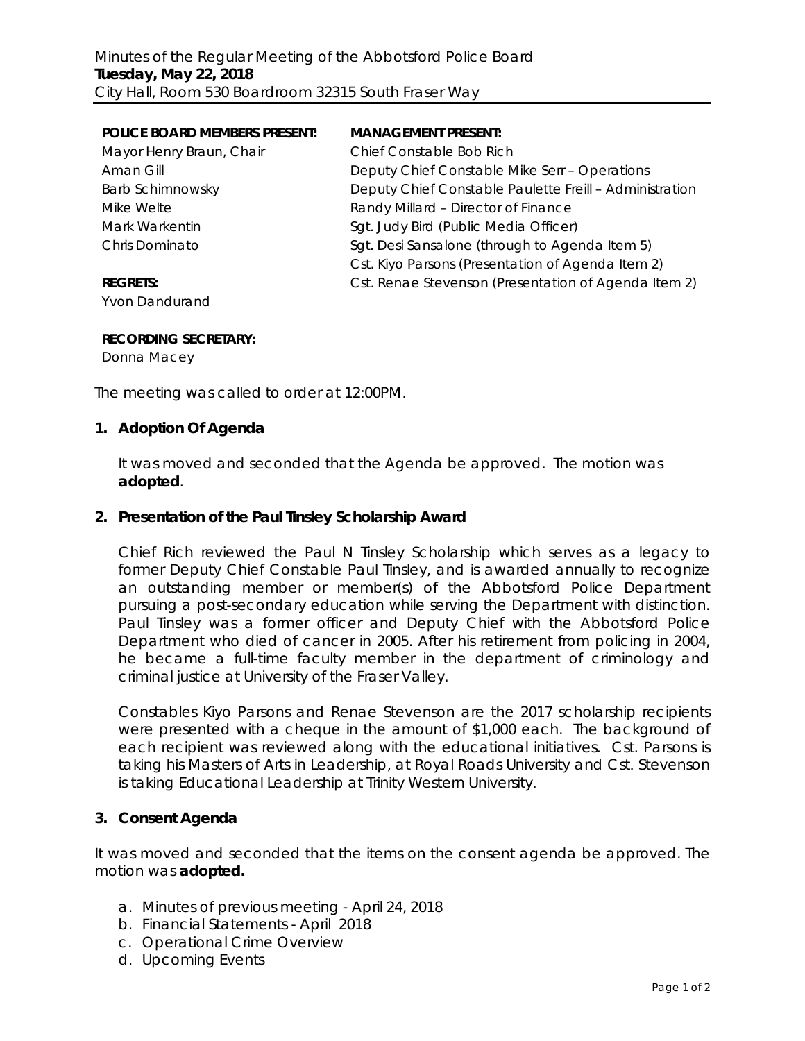Minutes of the Regular Meeting of the Abbotsford Police Board
**Tuesday, May 22, 2018**
City Hall, Room 530 Boardroom 32315 South Fraser Way

**POLICE BOARD MEMBERS PRESENT:**
Mayor Henry Braun, Chair
Aman Gill
Barb Schimnowsky
Mike Welte
Mark Warkentin
Chris Dominato

**REGRETS:**
Yvon Dandurand

**MANAGEMENT PRESENT:**
Chief Constable Bob Rich
Deputy Chief Constable Mike Serr – Operations
Deputy Chief Constable Paulette Freill – Administration
Randy Millard – Director of Finance
Sgt. Judy Bird (Public Media Officer)
Sgt. Desi Sansalone (through to Agenda Item 5)
Cst. Kiyo Parsons (Presentation of Agenda Item 2)
Cst. Renae Stevenson (Presentation of Agenda Item 2)

**RECORDING SECRETARY:**
Donna Macey

The meeting was called to order at 12:00PM.

## 1. Adoption Of Agenda

It was moved and seconded that the Agenda be approved. The motion was **adopted**.

## 2. Presentation of the Paul Tinsley Scholarship Award

Chief Rich reviewed the Paul N Tinsley Scholarship which serves as a legacy to former Deputy Chief Constable Paul Tinsley, and is awarded annually to recognize an outstanding member or member(s) of the Abbotsford Police Department pursuing a post-secondary education while serving the Department with distinction. Paul Tinsley was a former officer and Deputy Chief with the Abbotsford Police Department who died of cancer in 2005. After his retirement from policing in 2004, he became a full-time faculty member in the department of criminology and criminal justice at University of the Fraser Valley.

Constables Kiyo Parsons and Renae Stevenson are the 2017 scholarship recipients were presented with a cheque in the amount of $1,000 each. The background of each recipient was reviewed along with the educational initiatives. Cst. Parsons is taking his Masters of Arts in Leadership, at Royal Roads University and Cst. Stevenson is taking Educational Leadership at Trinity Western University.

## 3. Consent Agenda

It was moved and seconded that the items on the consent agenda be approved. The motion was **adopted.**

a. Minutes of previous meeting - April 24, 2018
b. Financial Statements - April 2018
c. Operational Crime Overview
d. Upcoming Events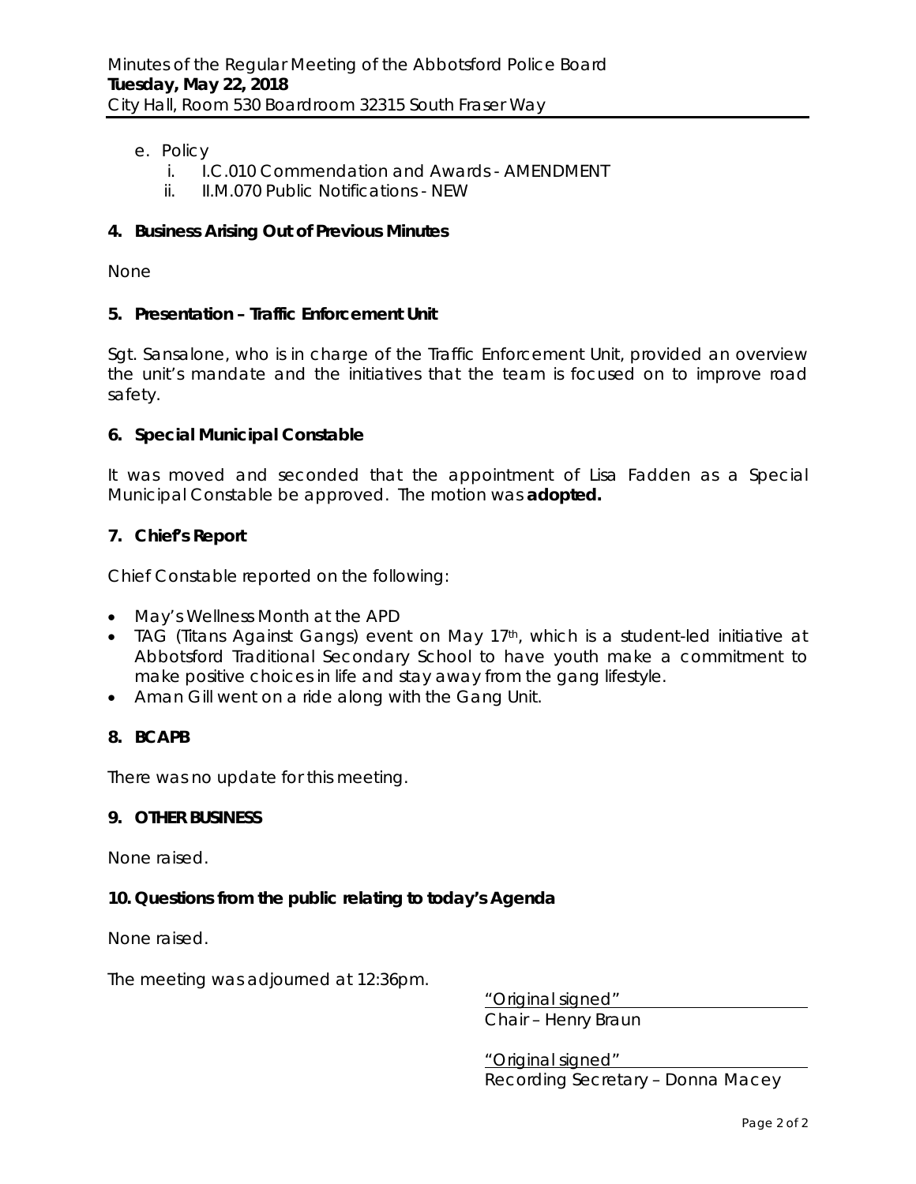e. Policy
   i. I.C.010 Commendation and Awards - AMENDMENT
   ii. II.M.070 Public Notifications - NEW

**4. Business Arising Out of Previous Minutes**

None

**5. Presentation – Traffic Enforcement Unit**

Sgt. Sansalone, who is in charge of the Traffic Enforcement Unit, provided an overview the unit's mandate and the initiatives that the team is focused on to improve road safety.

**6. Special Municipal Constable**

It was moved and seconded that the appointment of Lisa Fadden as a Special Municipal Constable be approved. The motion was **adopted.**

**7. Chief's Report**

Chief Constable reported on the following:

- May's Wellness Month at the APD
- TAG (Titans Against Gangs) event on May 17th, which is a student-led initiative at Abbotsford Traditional Secondary School to have youth make a commitment to make positive choices in life and stay away from the gang lifestyle.
- Aman Gill went on a ride along with the Gang Unit.

**8. BCAPB**

There was no update for this meeting.

**9. OTHER BUSINESS**

None raised.

**10. Questions from the public relating to today's Agenda**

None raised.

The meeting was adjourned at 12:36pm.

"Original signed"
Chair – Henry Braun

"Original signed"
Recording Secretary – Donna Macey